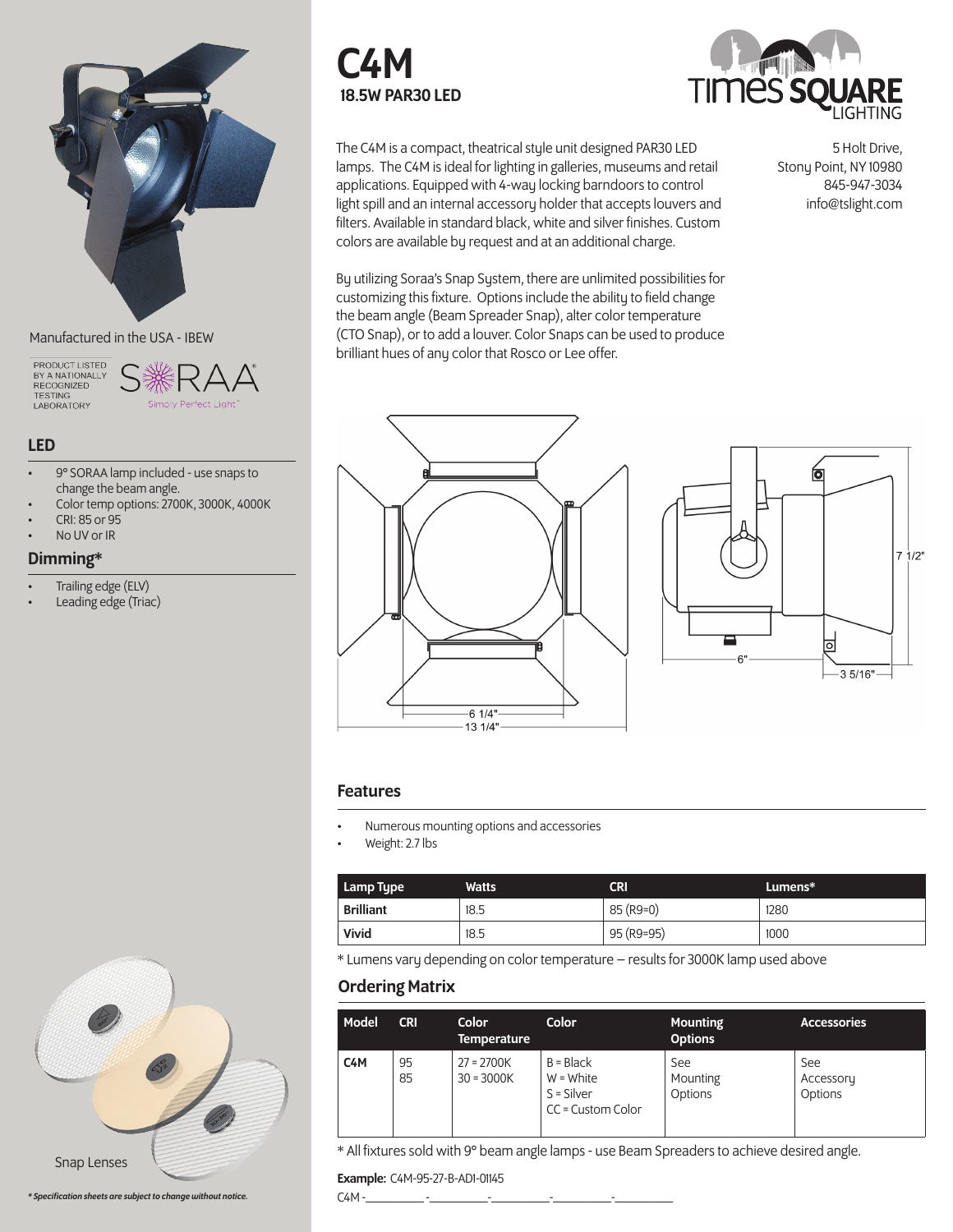# C4M

## 18.5W PAR30 LED

The C4M is a compact, theatrical style unit designed PAR30 LED lamps. The C4M is ideal for lighting in galleries, museums and retail applications. Equipped with 4-way locking barndoors to control light spill and an internal accessory holder that accepts louvers and filters. Available in standard black, white and silver finishes. Custom colors are available by request and at an additional charge.

By utilizing Soraa's Snap System, there are unlimited possibilities for customizing this fixture. Options include the ability to field change the beam angle (Beam Spreader Snap), alter color temperature (CTO Snap), or to add a louver. Color Snaps can be used to produce brilliant hues of any color that Rosco or Lee offer.

TIMES SQUARE LIGHTING

5 Holt Drive,
Stony Point, NY 10980
845-947-3034
info@tslight.com

Manufactured in the USA - IBEW

PRODUCT LISTED BY A NATIONALLY RECOGNIZED TESTING LABORATORY

SORAA Simply Perfect Light

## LED

- 9° SORAA lamp included - use snaps to change the beam angle.
- Color temp options: 2700K, 3000K, 4000K
- CRI: 85 or 95
- No UV or IR

## Dimming*

- Trailing edge (ELV)
- Leading edge (Triac)

6 1/4"
13 1/4"
7 1/2"
6"
3 5/16"

## Features

- Numerous mounting options and accessories
- Weight: 2.7 lbs

| Lamp Type | Watts | CRI | Lumens* |
| --- | --- | --- | --- |
| **Brilliant** | 18.5 | 85 (R9=0) | 1280 |
| **Vivid** | 18.5 | 95 (R9=95) | 1000 |

\* Lumens vary depending on color temperature – results for 3000K lamp used above

## Ordering Matrix

| Model | CRI | Color Temperature | Color | Mounting Options | Accessories |
| --- | --- | --- | --- | --- | --- |
| **C4M** | 95<br>85 | 27 = 2700K<br>30 = 3000K | B = Black<br>W = White<br>S = Silver<br>CC = Custom Color | See Mounting Options | See Accessory Options |

\* All fixtures sold with 9° beam angle lamps - use Beam Spreaders to achieve desired angle.

**Example:** C4M-95-27-B-AD1-01145

C4M -\_\_\_\_\_\_\_\_-\_\_\_\_\_\_\_\_-\_\_\_\_\_\_\_\_-\_\_\_\_\_\_\_\_-\_\_\_\_\_\_\_\_

Snap Lenses

*\* Specification sheets are subject to change without notice.*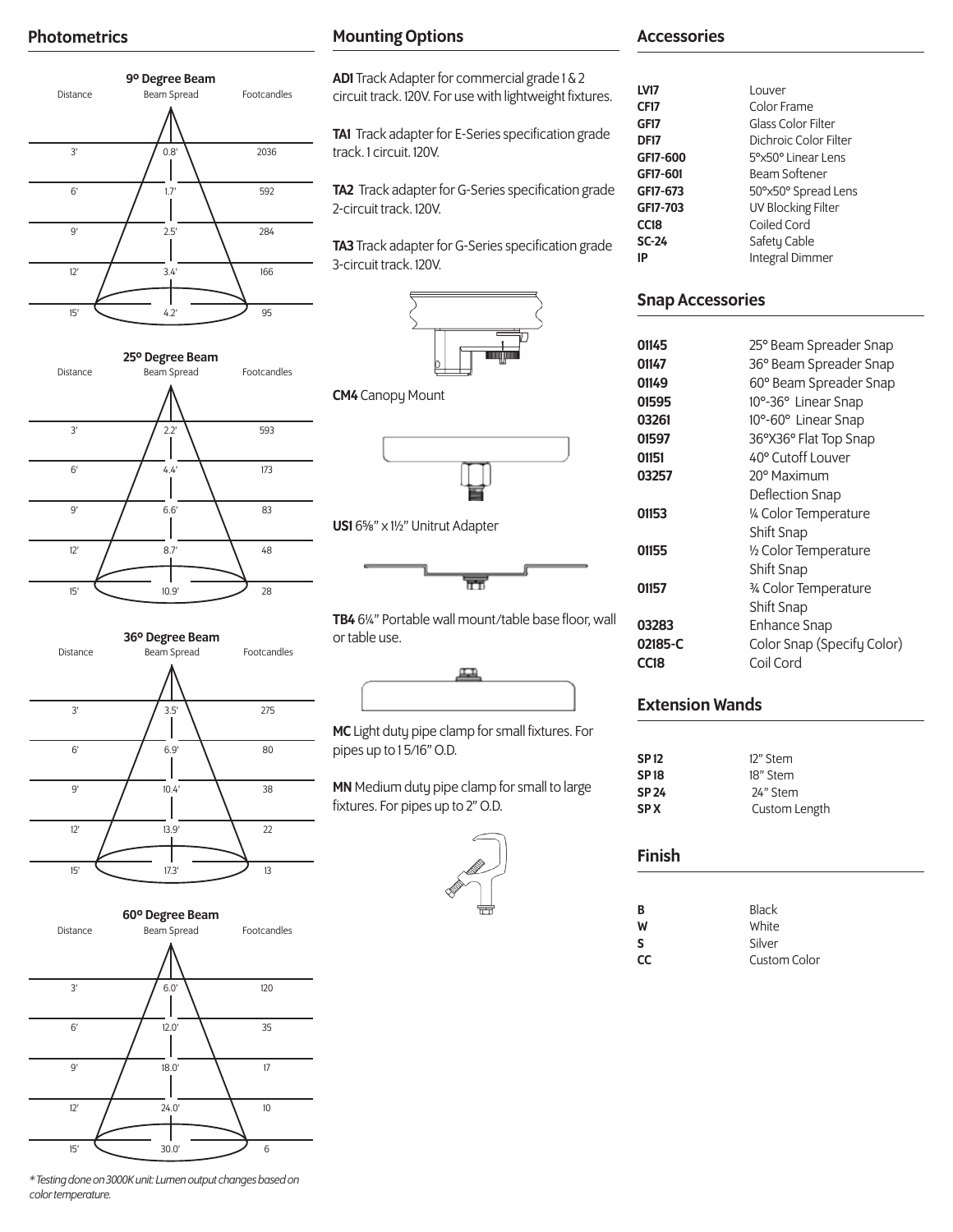## Photometrics

**9º Degree Beam**

Distance | Beam Spread | Footcandles

3' | 0.8' | 2036

6' | 1.7' | 592

9' | 2.5' | 284

12' | 3.4' | 166

15' | 4.2' | 95

**25º Degree Beam**

Distance | Beam Spread | Footcandles

3' | 2.2' | 593

6' | 4.4' | 173

9' | 6.6' | 83

12' | 8.7' | 48

15' | 10.9' | 28

**36º Degree Beam**

Distance | Beam Spread | Footcandles

3' | 3.5' | 275

6' | 6.9' | 80

9' | 10.4' | 38

12' | 13.9' | 22

15' | 17.3' | 13

**60º Degree Beam**

Distance | Beam Spread | Footcandles

3' | 6.0' | 120

6' | 12.0' | 35

9' | 18.0' | 17

12' | 24.0' | 10

15' | 30.0' | 6

*\* Testing done on 3000K unit: Lumen output changes based on color temperature.*

## Mounting Options

**AD1** Track Adapter for commercial grade 1 & 2 circuit track. 120V. For use with lightweight fixtures.

**TA1** Track adapter for E-Series specification grade track. 1 circuit. 120V.

**TA2** Track adapter for G-Series specification grade 2-circuit track. 120V.

**TA3** Track adapter for G-Series specification grade 3-circuit track. 120V.

**CM4** Canopy Mount

**US1** 6⅝" x 1½" Unitrut Adapter

**TB4** 6¼" Portable wall mount/table base floor, wall or table use.

**MC** Light duty pipe clamp for small fixtures. For pipes up to 1 5/16" O.D.

**MN** Medium duty pipe clamp for small to large fixtures. For pipes up to 2" O.D.

## Accessories

| | |
|---|---|
| **LV17** | Louver |
| **CF17** | Color Frame |
| **GF17** | Glass Color Filter |
| **DF17** | Dichroic Color Filter |
| **GF17-600** | 5°x50° Linear Lens |
| **GF17-601** | Beam Softener |
| **GF17-673** | 50°x50° Spread Lens |
| **GF17-703** | UV Blocking Filter |
| **CC18** | Coiled Cord |
| **SC-24** | Safety Cable |
| **IP** | Integral Dimmer |

## Snap Accessories

| | |
|---|---|
| **01145** | 25° Beam Spreader Snap |
| **01147** | 36° Beam Spreader Snap |
| **01149** | 60° Beam Spreader Snap |
| **01595** | 10°-36° Linear Snap |
| **03261** | 10°-60° Linear Snap |
| **01597** | 36°X36° Flat Top Snap |
| **01151** | 40° Cutoff Louver |
| **03257** | 20° Maximum Deflection Snap |
| **01153** | ¼ Color Temperature Shift Snap |
| **01155** | ½ Color Temperature Shift Snap |
| **01157** | ¾ Color Temperature Shift Snap |
| **03283** | Enhance Snap |
| **02185-C** | Color Snap (Specify Color) |
| **CC18** | Coil Cord |

## Extension Wands

| | |
|---|---|
| **SP 12** | 12" Stem |
| **SP 18** | 18" Stem |
| **SP 24** | 24" Stem |
| **SP X** | Custom Length |

## Finish

| | |
|---|---|
| **B** | Black |
| **W** | White |
| **S** | Silver |
| **CC** | Custom Color |